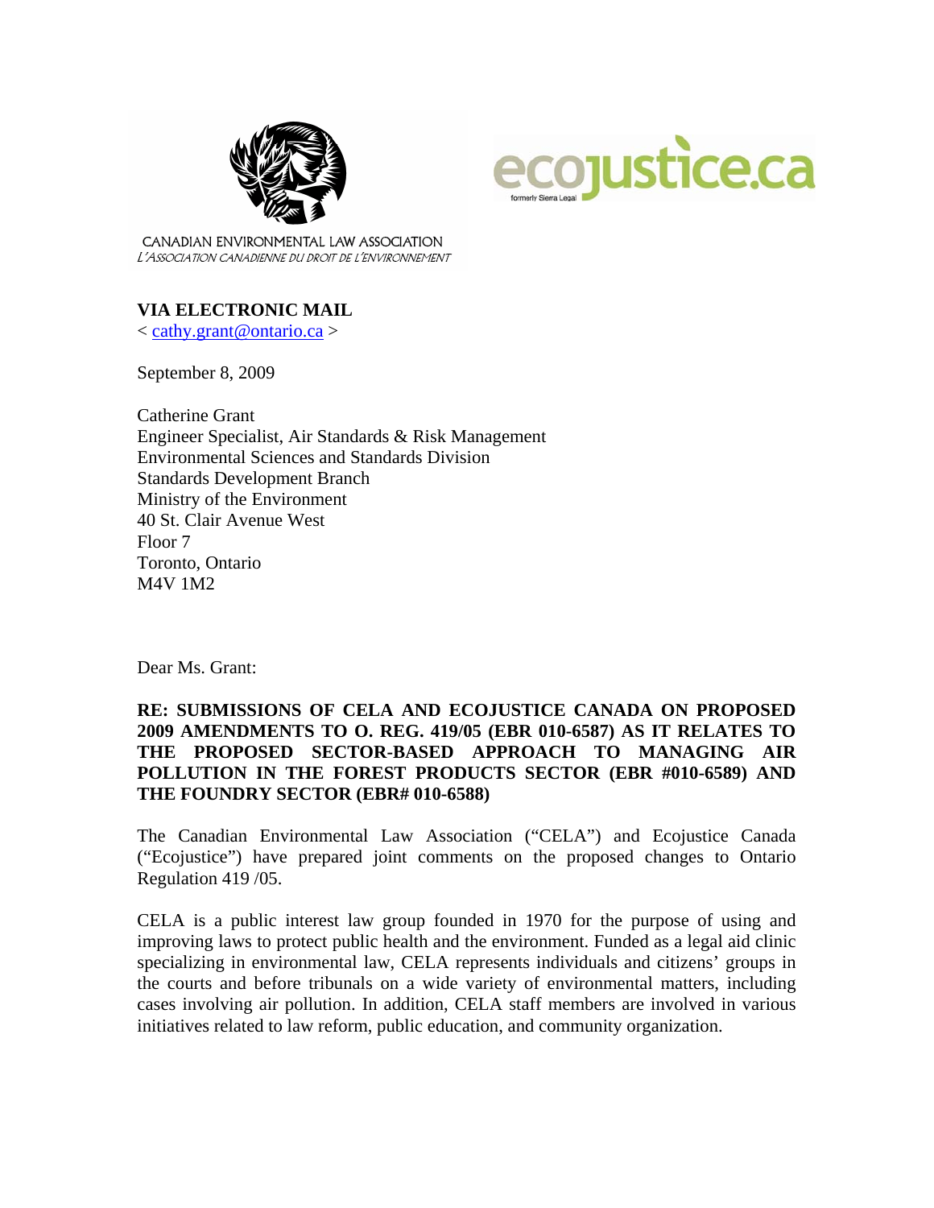CANADIAN ENVIRONMENTAL LAW ASSOCIATION
*L'ASSOCIATION CANADIENNE DU DROIT DE L'ENVIRONNEMENT*

ecojustice.ca
formerly Sierra Legal

**VIA ELECTRONIC MAIL**
< cathy.grant@ontario.ca >

September 8, 2009

Catherine Grant
Engineer Specialist, Air Standards & Risk Management
Environmental Sciences and Standards Division
Standards Development Branch
Ministry of the Environment
40 St. Clair Avenue West
Floor 7
Toronto, Ontario
M4V 1M2

Dear Ms. Grant:

**RE: SUBMISSIONS OF CELA AND ECOJUSTICE CANADA ON PROPOSED 2009 AMENDMENTS TO O. REG. 419/05 (EBR 010-6587) AS IT RELATES TO THE PROPOSED SECTOR-BASED APPROACH TO MANAGING AIR POLLUTION IN THE FOREST PRODUCTS SECTOR (EBR #010-6589) AND THE FOUNDRY SECTOR (EBR# 010-6588)**

The Canadian Environmental Law Association ("CELA") and Ecojustice Canada ("Ecojustice") have prepared joint comments on the proposed changes to Ontario Regulation 419 /05.

CELA is a public interest law group founded in 1970 for the purpose of using and improving laws to protect public health and the environment. Funded as a legal aid clinic specializing in environmental law, CELA represents individuals and citizens' groups in the courts and before tribunals on a wide variety of environmental matters, including cases involving air pollution. In addition, CELA staff members are involved in various initiatives related to law reform, public education, and community organization.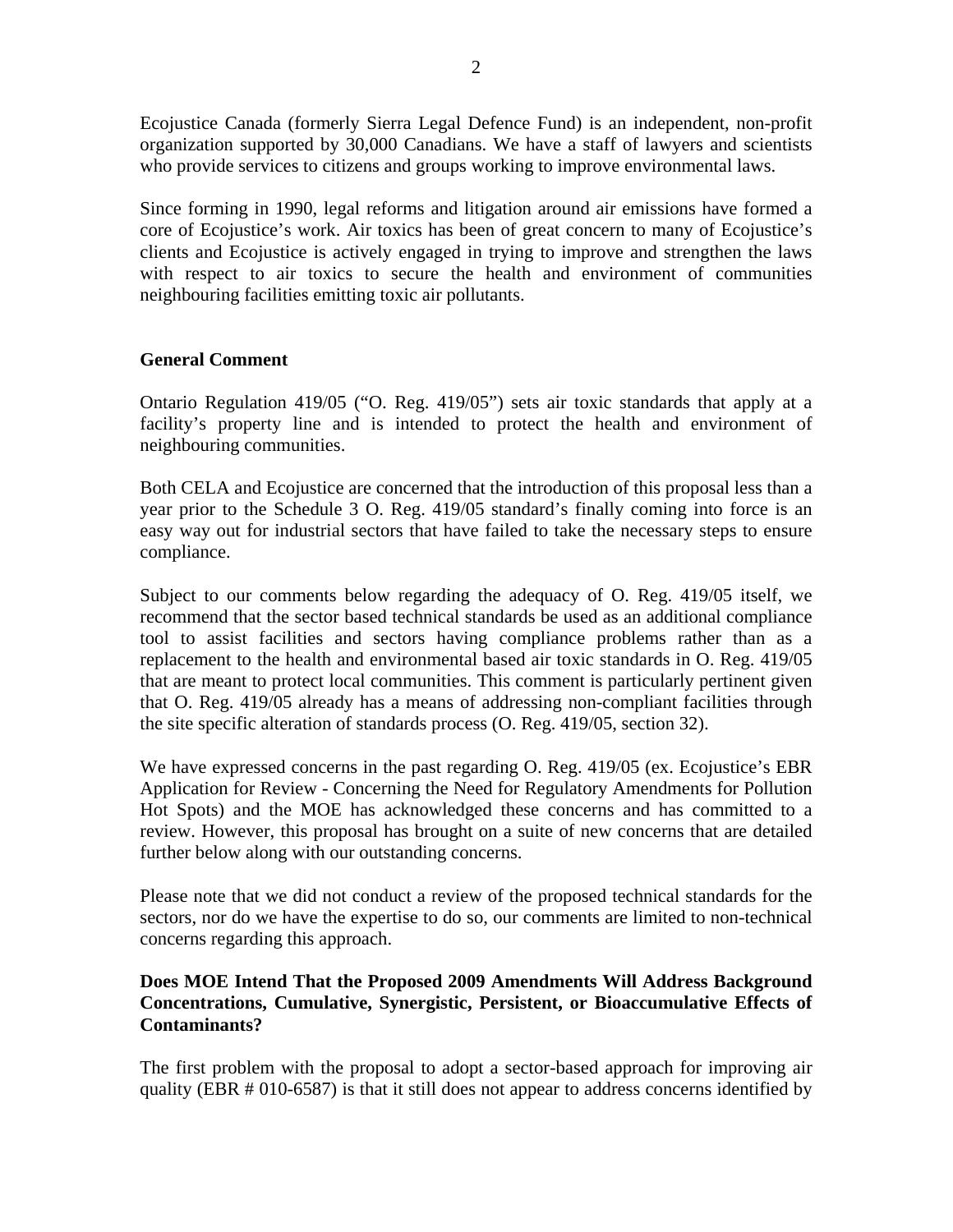Ecojustice Canada (formerly Sierra Legal Defence Fund) is an independent, non-profit organization supported by 30,000 Canadians. We have a staff of lawyers and scientists who provide services to citizens and groups working to improve environmental laws.

Since forming in 1990, legal reforms and litigation around air emissions have formed a core of Ecojustice's work. Air toxics has been of great concern to many of Ecojustice's clients and Ecojustice is actively engaged in trying to improve and strengthen the laws with respect to air toxics to secure the health and environment of communities neighbouring facilities emitting toxic air pollutants.

**General Comment**

Ontario Regulation 419/05 ("O. Reg. 419/05") sets air toxic standards that apply at a facility's property line and is intended to protect the health and environment of neighbouring communities.

Both CELA and Ecojustice are concerned that the introduction of this proposal less than a year prior to the Schedule 3 O. Reg. 419/05 standard's finally coming into force is an easy way out for industrial sectors that have failed to take the necessary steps to ensure compliance.

Subject to our comments below regarding the adequacy of O. Reg. 419/05 itself, we recommend that the sector based technical standards be used as an additional compliance tool to assist facilities and sectors having compliance problems rather than as a replacement to the health and environmental based air toxic standards in O. Reg. 419/05 that are meant to protect local communities. This comment is particularly pertinent given that O. Reg. 419/05 already has a means of addressing non-compliant facilities through the site specific alteration of standards process (O. Reg. 419/05, section 32).

We have expressed concerns in the past regarding O. Reg. 419/05 (ex. Ecojustice's EBR Application for Review - Concerning the Need for Regulatory Amendments for Pollution Hot Spots) and the MOE has acknowledged these concerns and has committed to a review. However, this proposal has brought on a suite of new concerns that are detailed further below along with our outstanding concerns.

Please note that we did not conduct a review of the proposed technical standards for the sectors, nor do we have the expertise to do so, our comments are limited to non-technical concerns regarding this approach.

**Does MOE Intend That the Proposed 2009 Amendments Will Address Background Concentrations, Cumulative, Synergistic, Persistent, or Bioaccumulative Effects of Contaminants?**

The first problem with the proposal to adopt a sector-based approach for improving air quality (EBR # 010-6587) is that it still does not appear to address concerns identified by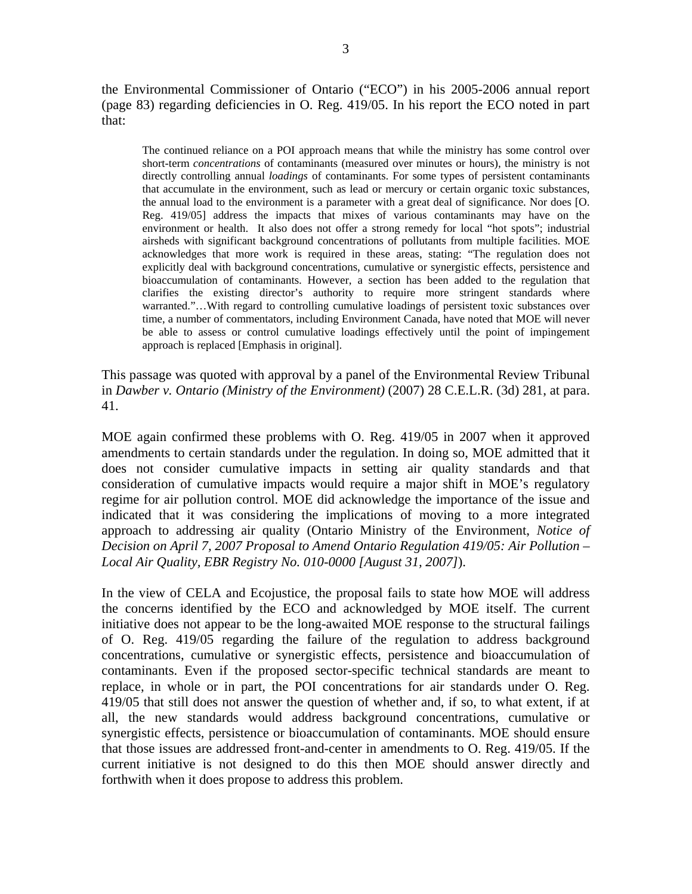the Environmental Commissioner of Ontario ("ECO") in his 2005-2006 annual report (page 83) regarding deficiencies in O. Reg. 419/05. In his report the ECO noted in part that:

> The continued reliance on a POI approach means that while the ministry has some control over short-term *concentrations* of contaminants (measured over minutes or hours), the ministry is not directly controlling annual *loadings* of contaminants. For some types of persistent contaminants that accumulate in the environment, such as lead or mercury or certain organic toxic substances, the annual load to the environment is a parameter with a great deal of significance. Nor does [O. Reg. 419/05] address the impacts that mixes of various contaminants may have on the environment or health. It also does not offer a strong remedy for local "hot spots"; industrial airsheds with significant background concentrations of pollutants from multiple facilities. MOE acknowledges that more work is required in these areas, stating: "The regulation does not explicitly deal with background concentrations, cumulative or synergistic effects, persistence and bioaccumulation of contaminants. However, a section has been added to the regulation that clarifies the existing director's authority to require more stringent standards where warranted."…With regard to controlling cumulative loadings of persistent toxic substances over time, a number of commentators, including Environment Canada, have noted that MOE will never be able to assess or control cumulative loadings effectively until the point of impingement approach is replaced [Emphasis in original].

This passage was quoted with approval by a panel of the Environmental Review Tribunal in *Dawber v. Ontario (Ministry of the Environment)* (2007) 28 C.E.L.R. (3d) 281, at para. 41.

MOE again confirmed these problems with O. Reg. 419/05 in 2007 when it approved amendments to certain standards under the regulation. In doing so, MOE admitted that it does not consider cumulative impacts in setting air quality standards and that consideration of cumulative impacts would require a major shift in MOE's regulatory regime for air pollution control. MOE did acknowledge the importance of the issue and indicated that it was considering the implications of moving to a more integrated approach to addressing air quality (Ontario Ministry of the Environment, *Notice of Decision on April 7, 2007 Proposal to Amend Ontario Regulation 419/05: Air Pollution – Local Air Quality, EBR Registry No. 010-0000 [August 31, 2007]*).

In the view of CELA and Ecojustice, the proposal fails to state how MOE will address the concerns identified by the ECO and acknowledged by MOE itself. The current initiative does not appear to be the long-awaited MOE response to the structural failings of O. Reg. 419/05 regarding the failure of the regulation to address background concentrations, cumulative or synergistic effects, persistence and bioaccumulation of contaminants. Even if the proposed sector-specific technical standards are meant to replace, in whole or in part, the POI concentrations for air standards under O. Reg. 419/05 that still does not answer the question of whether and, if so, to what extent, if at all, the new standards would address background concentrations, cumulative or synergistic effects, persistence or bioaccumulation of contaminants. MOE should ensure that those issues are addressed front-and-center in amendments to O. Reg. 419/05. If the current initiative is not designed to do this then MOE should answer directly and forthwith when it does propose to address this problem.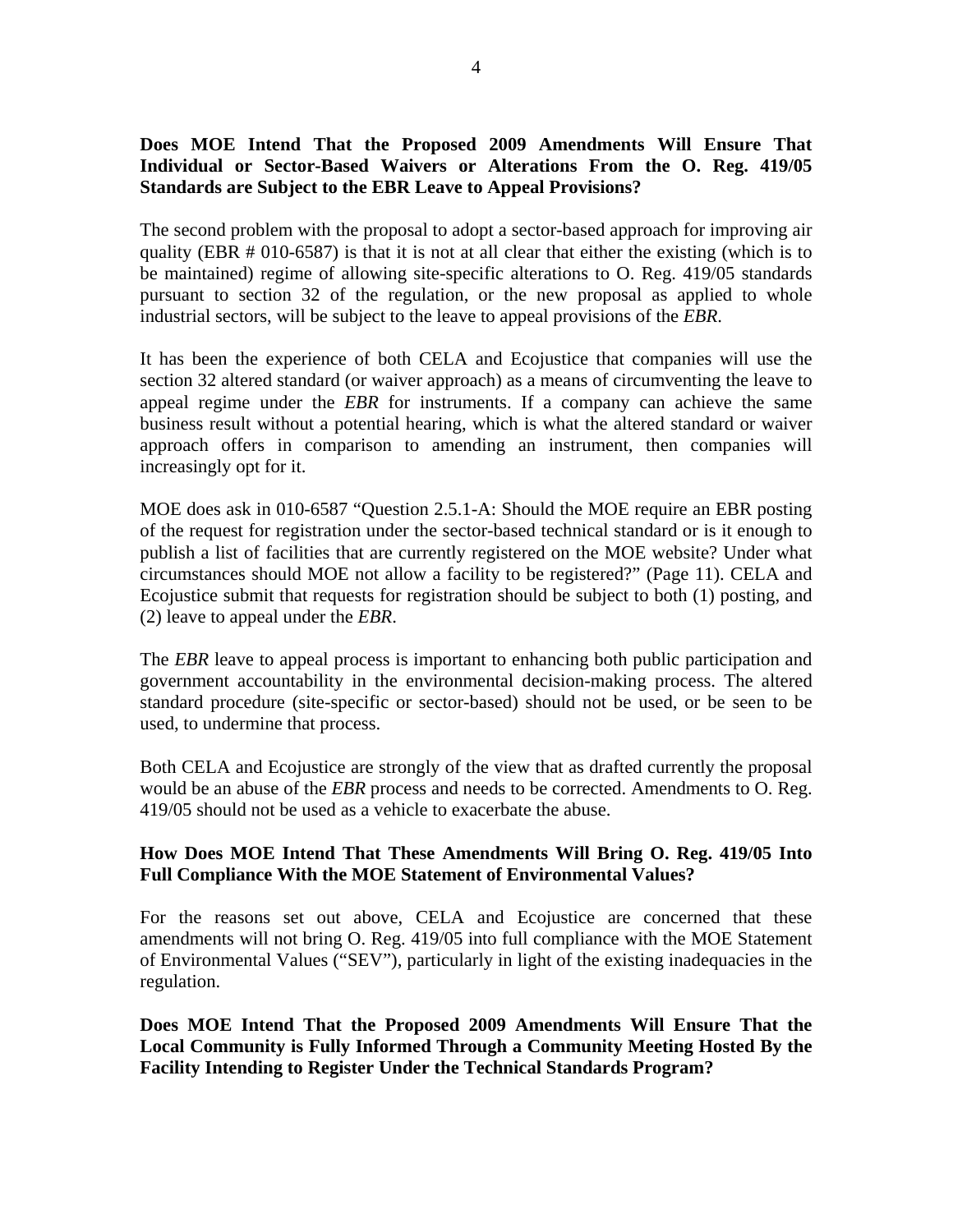**Does MOE Intend That the Proposed 2009 Amendments Will Ensure That Individual or Sector-Based Waivers or Alterations From the O. Reg. 419/05 Standards are Subject to the EBR Leave to Appeal Provisions?**

The second problem with the proposal to adopt a sector-based approach for improving air quality (EBR # 010-6587) is that it is not at all clear that either the existing (which is to be maintained) regime of allowing site-specific alterations to O. Reg. 419/05 standards pursuant to section 32 of the regulation, or the new proposal as applied to whole industrial sectors, will be subject to the leave to appeal provisions of the *EBR*.

It has been the experience of both CELA and Ecojustice that companies will use the section 32 altered standard (or waiver approach) as a means of circumventing the leave to appeal regime under the *EBR* for instruments. If a company can achieve the same business result without a potential hearing, which is what the altered standard or waiver approach offers in comparison to amending an instrument, then companies will increasingly opt for it.

MOE does ask in 010-6587 "Question 2.5.1-A: Should the MOE require an EBR posting of the request for registration under the sector-based technical standard or is it enough to publish a list of facilities that are currently registered on the MOE website? Under what circumstances should MOE not allow a facility to be registered?" (Page 11). CELA and Ecojustice submit that requests for registration should be subject to both (1) posting, and (2) leave to appeal under the *EBR*.

The *EBR* leave to appeal process is important to enhancing both public participation and government accountability in the environmental decision-making process. The altered standard procedure (site-specific or sector-based) should not be used, or be seen to be used, to undermine that process.

Both CELA and Ecojustice are strongly of the view that as drafted currently the proposal would be an abuse of the *EBR* process and needs to be corrected. Amendments to O. Reg. 419/05 should not be used as a vehicle to exacerbate the abuse.

**How Does MOE Intend That These Amendments Will Bring O. Reg. 419/05 Into Full Compliance With the MOE Statement of Environmental Values?**

For the reasons set out above, CELA and Ecojustice are concerned that these amendments will not bring O. Reg. 419/05 into full compliance with the MOE Statement of Environmental Values ("SEV"), particularly in light of the existing inadequacies in the regulation.

**Does MOE Intend That the Proposed 2009 Amendments Will Ensure That the Local Community is Fully Informed Through a Community Meeting Hosted By the Facility Intending to Register Under the Technical Standards Program?**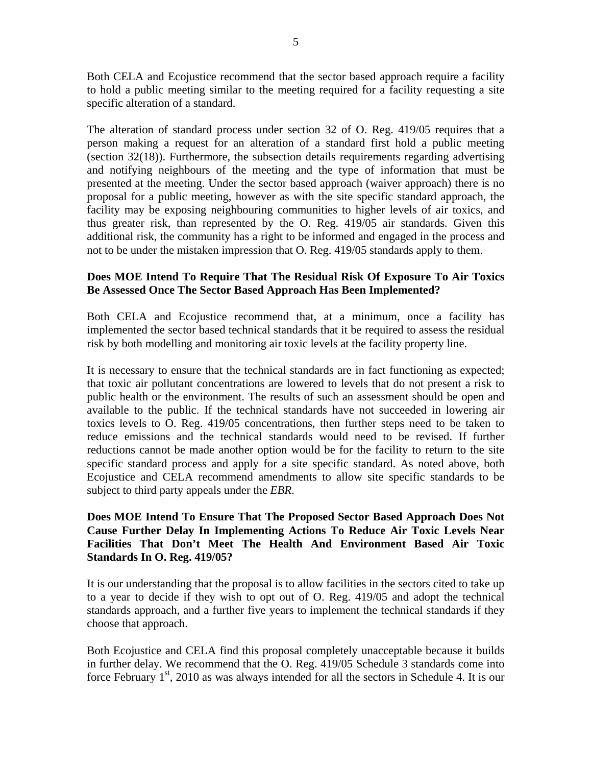Both CELA and Ecojustice recommend that the sector based approach require a facility to hold a public meeting similar to the meeting required for a facility requesting a site specific alteration of a standard.

The alteration of standard process under section 32 of O. Reg. 419/05 requires that a person making a request for an alteration of a standard first hold a public meeting (section 32(18)). Furthermore, the subsection details requirements regarding advertising and notifying neighbours of the meeting and the type of information that must be presented at the meeting. Under the sector based approach (waiver approach) there is no proposal for a public meeting, however as with the site specific standard approach, the facility may be exposing neighbouring communities to higher levels of air toxics, and thus greater risk, than represented by the O. Reg. 419/05 air standards. Given this additional risk, the community has a right to be informed and engaged in the process and not to be under the mistaken impression that O. Reg. 419/05 standards apply to them.

**Does MOE Intend To Require That The Residual Risk Of Exposure To Air Toxics Be Assessed Once The Sector Based Approach Has Been Implemented?**

Both CELA and Ecojustice recommend that, at a minimum, once a facility has implemented the sector based technical standards that it be required to assess the residual risk by both modelling and monitoring air toxic levels at the facility property line.

It is necessary to ensure that the technical standards are in fact functioning as expected; that toxic air pollutant concentrations are lowered to levels that do not present a risk to public health or the environment. The results of such an assessment should be open and available to the public. If the technical standards have not succeeded in lowering air toxics levels to O. Reg. 419/05 concentrations, then further steps need to be taken to reduce emissions and the technical standards would need to be revised. If further reductions cannot be made another option would be for the facility to return to the site specific standard process and apply for a site specific standard. As noted above, both Ecojustice and CELA recommend amendments to allow site specific standards to be subject to third party appeals under the *EBR*.

**Does MOE Intend To Ensure That The Proposed Sector Based Approach Does Not Cause Further Delay In Implementing Actions To Reduce Air Toxic Levels Near Facilities That Don't Meet The Health And Environment Based Air Toxic Standards In O. Reg. 419/05?**

It is our understanding that the proposal is to allow facilities in the sectors cited to take up to a year to decide if they wish to opt out of O. Reg. 419/05 and adopt the technical standards approach, and a further five years to implement the technical standards if they choose that approach.

Both Ecojustice and CELA find this proposal completely unacceptable because it builds in further delay. We recommend that the O. Reg. 419/05 Schedule 3 standards come into force February 1st, 2010 as was always intended for all the sectors in Schedule 4. It is our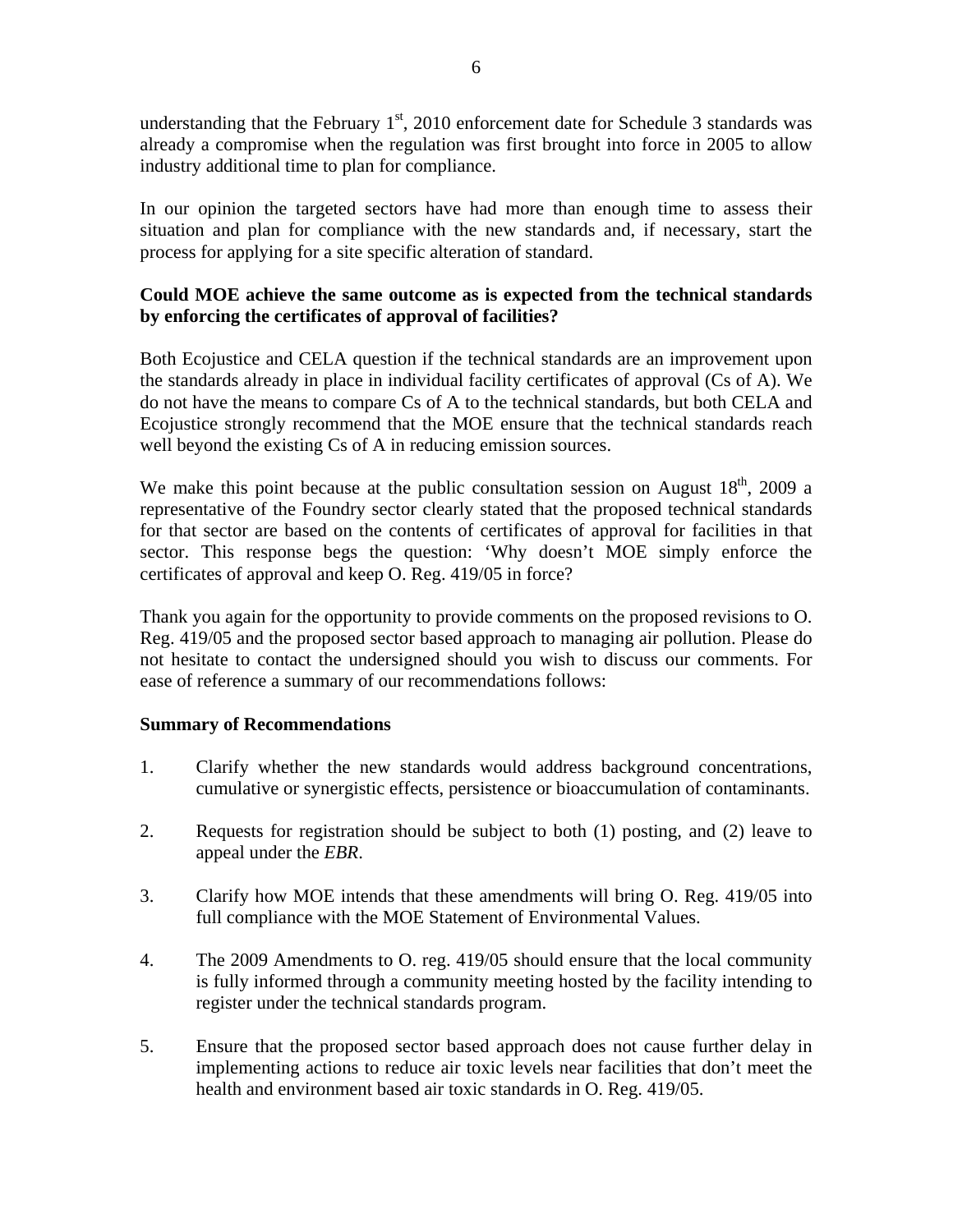understanding that the February 1st, 2010 enforcement date for Schedule 3 standards was already a compromise when the regulation was first brought into force in 2005 to allow industry additional time to plan for compliance.

In our opinion the targeted sectors have had more than enough time to assess their situation and plan for compliance with the new standards and, if necessary, start the process for applying for a site specific alteration of standard.

**Could MOE achieve the same outcome as is expected from the technical standards by enforcing the certificates of approval of facilities?**

Both Ecojustice and CELA question if the technical standards are an improvement upon the standards already in place in individual facility certificates of approval (Cs of A). We do not have the means to compare Cs of A to the technical standards, but both CELA and Ecojustice strongly recommend that the MOE ensure that the technical standards reach well beyond the existing Cs of A in reducing emission sources.

We make this point because at the public consultation session on August 18th, 2009 a representative of the Foundry sector clearly stated that the proposed technical standards for that sector are based on the contents of certificates of approval for facilities in that sector. This response begs the question: 'Why doesn't MOE simply enforce the certificates of approval and keep O. Reg. 419/05 in force?

Thank you again for the opportunity to provide comments on the proposed revisions to O. Reg. 419/05 and the proposed sector based approach to managing air pollution. Please do not hesitate to contact the undersigned should you wish to discuss our comments. For ease of reference a summary of our recommendations follows:

**Summary of Recommendations**

1. Clarify whether the new standards would address background concentrations, cumulative or synergistic effects, persistence or bioaccumulation of contaminants.

2. Requests for registration should be subject to both (1) posting, and (2) leave to appeal under the *EBR*.

3. Clarify how MOE intends that these amendments will bring O. Reg. 419/05 into full compliance with the MOE Statement of Environmental Values.

4. The 2009 Amendments to O. reg. 419/05 should ensure that the local community is fully informed through a community meeting hosted by the facility intending to register under the technical standards program.

5. Ensure that the proposed sector based approach does not cause further delay in implementing actions to reduce air toxic levels near facilities that don't meet the health and environment based air toxic standards in O. Reg. 419/05.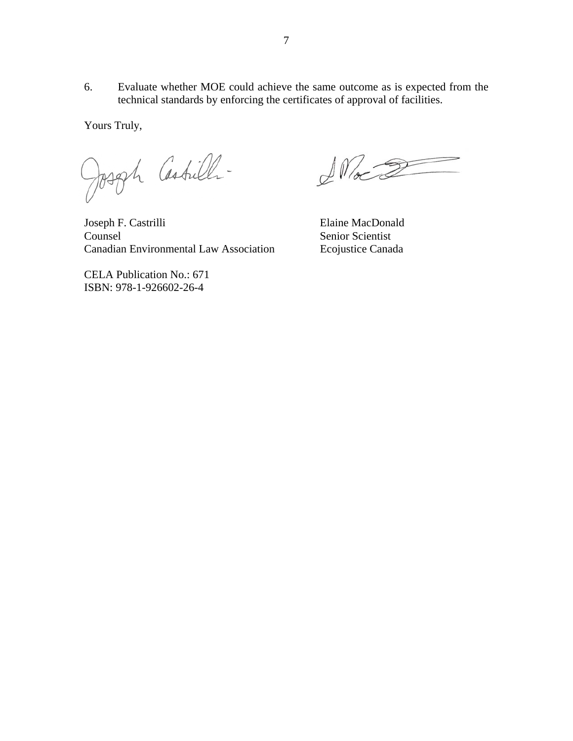6. Evaluate whether MOE could achieve the same outcome as is expected from the technical standards by enforcing the certificates of approval of facilities.

Yours Truly,

Joseph F. Castrilli
Counsel
Canadian Environmental Law Association

Elaine MacDonald
Senior Scientist
Ecojustice Canada

CELA Publication No.: 671
ISBN: 978-1-926602-26-4